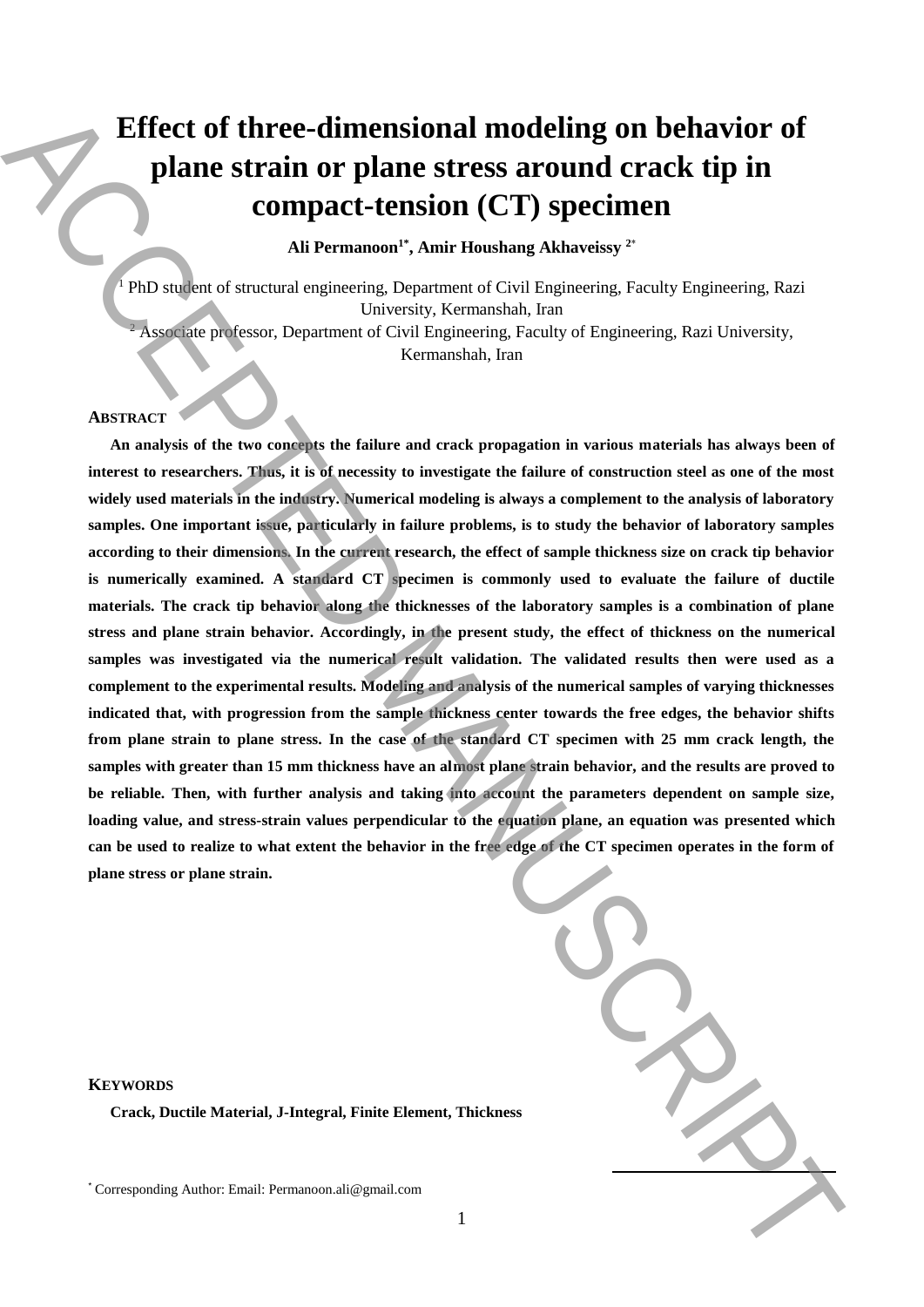# Effect of three-dimensional modeling on behavior of plane strain or plane stress around crack tip in compact-tension (CT) specimen

**Ali Permanoon[1*], Amir Houshang Akhaveissy [2*]**

[1] PhD student of structural engineering, Department of Civil Engineering, Faculty Engineering, Razi University, Kermanshah, Iran

[2] Associate professor, Department of Civil Engineering, Faculty of Engineering, Razi University, Kermanshah, Iran

## ABSTRACT

**An analysis of the two concepts the failure and crack propagation in various materials has always been of interest to researchers. Thus, it is of necessity to investigate the failure of construction steel as one of the most widely used materials in the industry. Numerical modeling is always a complement to the analysis of laboratory samples. One important issue, particularly in failure problems, is to study the behavior of laboratory samples according to their dimensions. In the current research, the effect of sample thickness size on crack tip behavior is numerically examined. A standard CT specimen is commonly used to evaluate the failure of ductile materials. The crack tip behavior along the thicknesses of the laboratory samples is a combination of plane stress and plane strain behavior. Accordingly, in the present study, the effect of thickness on the numerical samples was investigated via the numerical result validation. The validated results then were used as a complement to the experimental results. Modeling and analysis of the numerical samples of varying thicknesses indicated that, with progression from the sample thickness center towards the free edges, the behavior shifts from plane strain to plane stress. In the case of the standard CT specimen with 25 mm crack length, the samples with greater than 15 mm thickness have an almost plane strain behavior, and the results are proved to be reliable. Then, with further analysis and taking into account the parameters dependent on sample size, loading value, and stress-strain values perpendicular to the equation plane, an equation was presented which can be used to realize to what extent the behavior in the free edge of the CT specimen operates in the form of plane stress or plane strain.**

## KEYWORDS

**Crack, Ductile Material, J-Integral, Finite Element, Thickness**

[*] Corresponding Author: Email: Permanoon.ali@gmail.com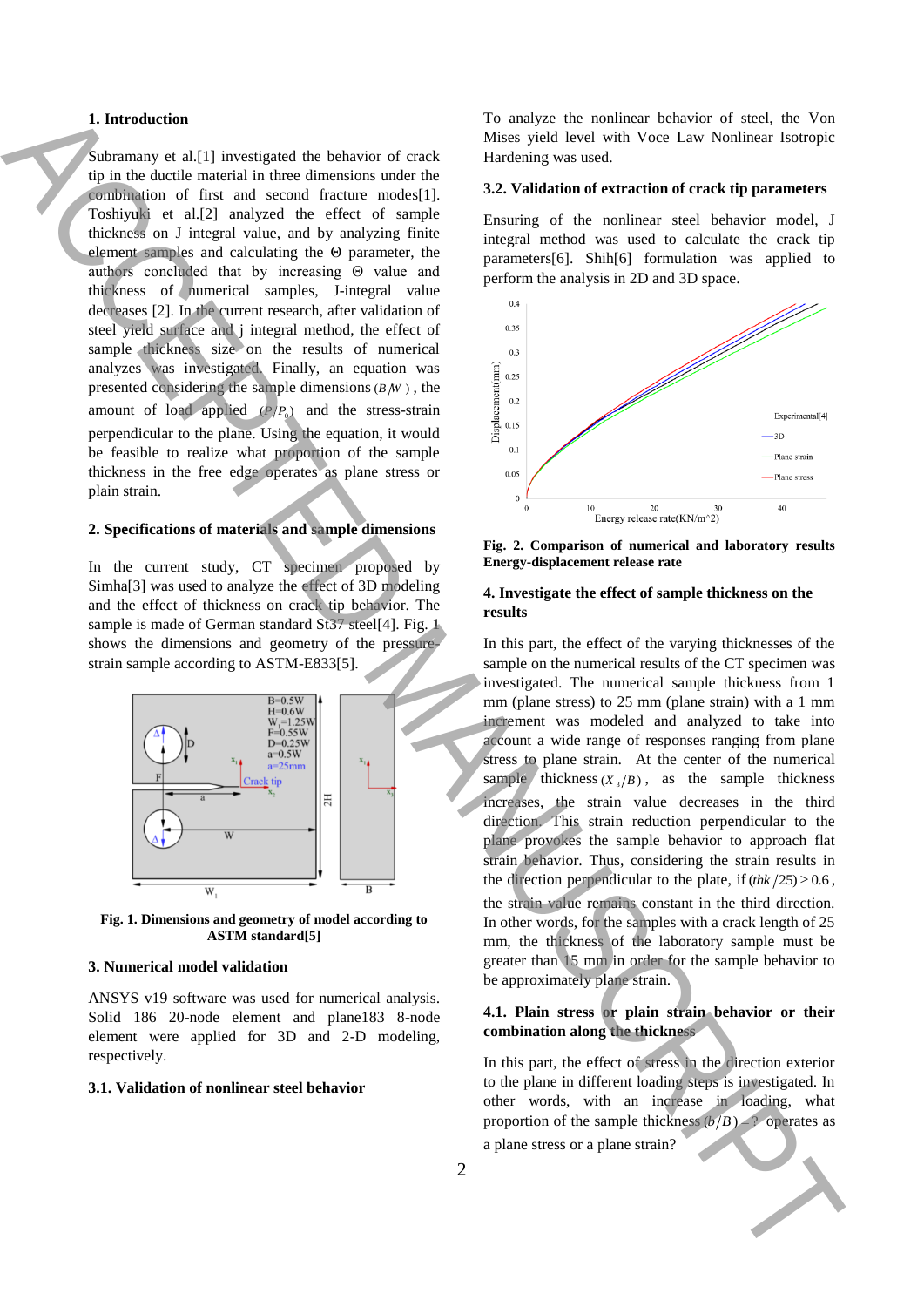## 1. Introduction

Subramany et al.[1] investigated the behavior of crack tip in the ductile material in three dimensions under the combination of first and second fracture modes[1]. Toshiyuki et al.[2] analyzed the effect of sample thickness on J integral value, and by analyzing finite element samples and calculating the Θ parameter, the authors concluded that by increasing Θ value and thickness of numerical samples, J-integral value decreases [2]. In the current research, after validation of steel yield surface and j integral method, the effect of sample thickness size on the results of numerical analyzes was investigated. Finally, an equation was presented considering the sample dimensions $(B/W)$, the amount of load applied $(P/P_0)$ and the stress-strain perpendicular to the plane. Using the equation, it would be feasible to realize what proportion of the sample thickness in the free edge operates as plane stress or plain strain.

## 2. Specifications of materials and sample dimensions

In the current study, CT specimen proposed by Simha[3] was used to analyze the effect of 3D modeling and the effect of thickness on crack tip behavior. The sample is made of German standard St37 steel[4]. Fig. 1 shows the dimensions and geometry of the pressure-strain sample according to ASTM-E833[5].

B=0.5W
H=0.6W
W1=1.25W
F=0.55W
D=0.25W
a=0.5W
a=25mm
Crack tip
D
F
a
W
2H
W1
B
x1
x2
x3

**Fig. 1. Dimensions and geometry of model according to ASTM standard[5]**

## 3. Numerical model validation

ANSYS v19 software was used for numerical analysis. Solid 186 20-node element and plane183 8-node element were applied for 3D and 2-D modeling, respectively.

### 3.1. Validation of nonlinear steel behavior

To analyze the nonlinear behavior of steel, the Von Mises yield level with Voce Law Nonlinear Isotropic Hardening was used.

### 3.2. Validation of extraction of crack tip parameters

Ensuring of the nonlinear steel behavior model, J integral method was used to calculate the crack tip parameters[6]. Shih[6] formulation was applied to perform the analysis in 2D and 3D space.

Displacement(mm)
0.4
0.35
0.3
0.25
0.2
0.15
0.1
0.05
0
0
10
20
30
40
Energy release rate(KN/m^2)
Experimental[4]
3D
Plane strain
Plane stress

**Fig. 2. Comparison of numerical and laboratory results Energy-displacement release rate**

## 4. Investigate the effect of sample thickness on the results

In this part, the effect of the varying thicknesses of the sample on the numerical results of the CT specimen was investigated. The numerical sample thickness from 1 mm (plane stress) to 25 mm (plane strain) with a 1 mm increment was modeled and analyzed to take into account a wide range of responses ranging from plane stress to plane strain. At the center of the numerical sample thickness $(X_3/B)$, as the sample thickness increases, the strain value decreases in the third direction. This strain reduction perpendicular to the plane provokes the sample behavior to approach flat strain behavior. Thus, considering the strain results in the direction perpendicular to the plate, if $(thk/25) \geq 0.6$, the strain value remains constant in the third direction. In other words, for the samples with a crack length of 25 mm, the thickness of the laboratory sample must be greater than 15 mm in order for the sample behavior to be approximately plane strain.

### 4.1. Plain stress or plain strain behavior or their combination along the thickness

In this part, the effect of stress in the direction exterior to the plane in different loading steps is investigated. In other words, with an increase in loading, what proportion of the sample thickness $(b/B) = ?$ operates as a plane stress or a plane strain?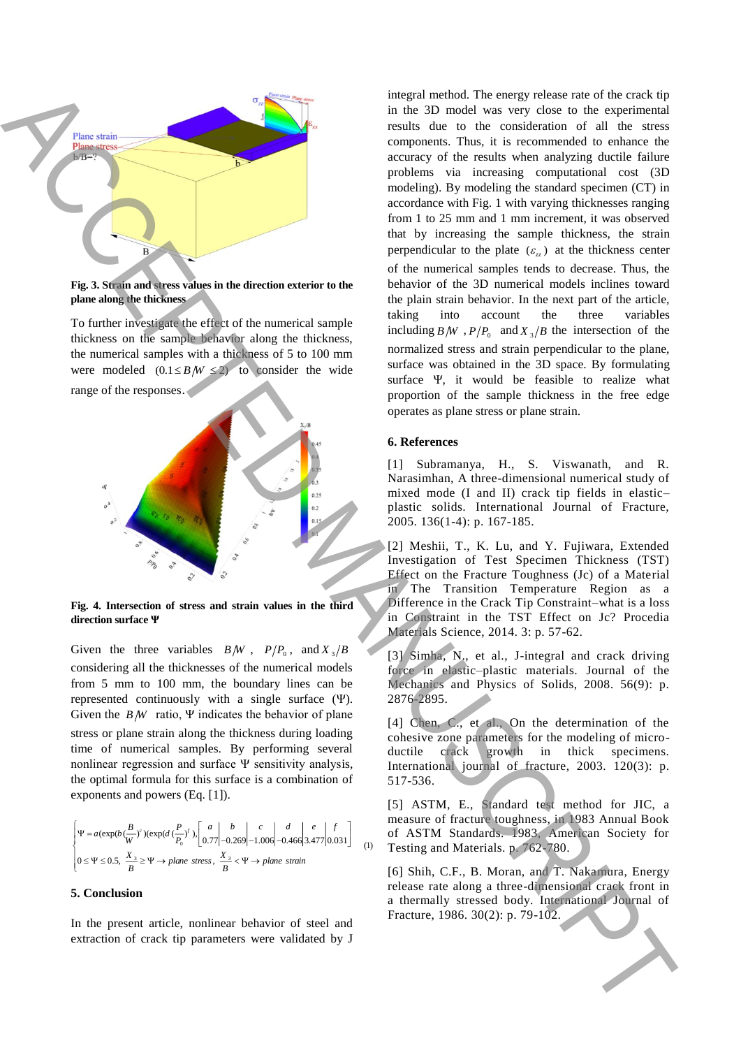Plane strain

Plane stress

b/B=?

$\sigma_{zz}$

Plane strain Plane stress

$\varepsilon_{zz}$

b

B

**Fig. 3. Strain and stress values in the direction exterior to the plane along the thickness**

To further investigate the effect of the numerical sample thickness on the sample behavior along the thickness, the numerical samples with a thickness of 5 to 100 mm were modeled $(0.1 \le B/W \le 2)$ to consider the wide range of the responses.

**Fig. 4. Intersection of stress and strain values in the third direction surface Ψ**

Given the three variables $B/W$, $P/P_0$, and $X_3/B$ considering all the thicknesses of the numerical models from 5 mm to 100 mm, the boundary lines can be represented continuously with a single surface (Ψ). Given the $B/W$ ratio, Ψ indicates the behavior of plane stress or plane strain along the thickness during loading time of numerical samples. By performing several nonlinear regression and surface Ψ sensitivity analysis, the optimal formula for this surface is a combination of exponents and powers (Eq. [1]).

$$\begin{cases} \Psi = a(\exp(b(\frac{B}{W})^{c})(\exp(d(\frac{P}{P_0})^{f}), \begin{bmatrix} a & b & c & d & e & f \\ 0.77 & -0.269 & -1.006 & -0.466 & 3.477 & 0.031 \end{bmatrix} \\ 0 \le \Psi \le 0.5,\ \frac{X_3}{B} \ge \Psi \rightarrow plane\ stress,\ \frac{X_3}{B} < \Psi \rightarrow plane\ strain \end{cases} \quad (1)$$

## 5. Conclusion

In the present article, nonlinear behavior of steel and extraction of crack tip parameters were validated by J integral method. The energy release rate of the crack tip in the 3D model was very close to the experimental results due to the consideration of all the stress components. Thus, it is recommended to enhance the accuracy of the results when analyzing ductile failure problems via increasing computational cost (3D modeling). By modeling the standard specimen (CT) in accordance with Fig. 1 with varying thicknesses ranging from 1 to 25 mm and 1 mm increment, it was observed that by increasing the sample thickness, the strain perpendicular to the plate $(\varepsilon_{zz})$ at the thickness center of the numerical samples tends to decrease. Thus, the behavior of the 3D numerical models inclines toward the plain strain behavior. In the next part of the article, taking into account the three variables including $B/W$, $P/P_0$ and $X_3/B$ the intersection of the normalized stress and strain perpendicular to the plane, surface was obtained in the 3D space. By formulating surface Ψ, it would be feasible to realize what proportion of the sample thickness in the free edge operates as plane stress or plane strain.

## 6. References

[1] Subramanya, H., S. Viswanath, and R. Narasimhan, A three-dimensional numerical study of mixed mode (I and II) crack tip fields in elastic–plastic solids. International Journal of Fracture, 2005. 136(1-4): p. 167-185.

[2] Meshii, T., K. Lu, and Y. Fujiwara, Extended Investigation of Test Specimen Thickness (TST) Effect on the Fracture Toughness (Jc) of a Material in The Transition Temperature Region as a Difference in the Crack Tip Constraint–what is a loss in Constraint in the TST Effect on Jc? Procedia Materials Science, 2014. 3: p. 57-62.

[3] Simha, N., et al., J-integral and crack driving force in elastic–plastic materials. Journal of the Mechanics and Physics of Solids, 2008. 56(9): p. 2876-2895.

[4] Chen, C., et al., On the determination of the cohesive zone parameters for the modeling of micro-ductile crack growth in thick specimens. International journal of fracture, 2003. 120(3): p. 517-536.

[5] ASTM, E., Standard test method for JIC, a measure of fracture toughness, in 1983 Annual Book of ASTM Standards. 1983, American Society for Testing and Materials. p. 762-780.

[6] Shih, C.F., B. Moran, and T. Nakamura, Energy release rate along a three-dimensional crack front in a thermally stressed body. International Journal of Fracture, 1986. 30(2): p. 79-102.